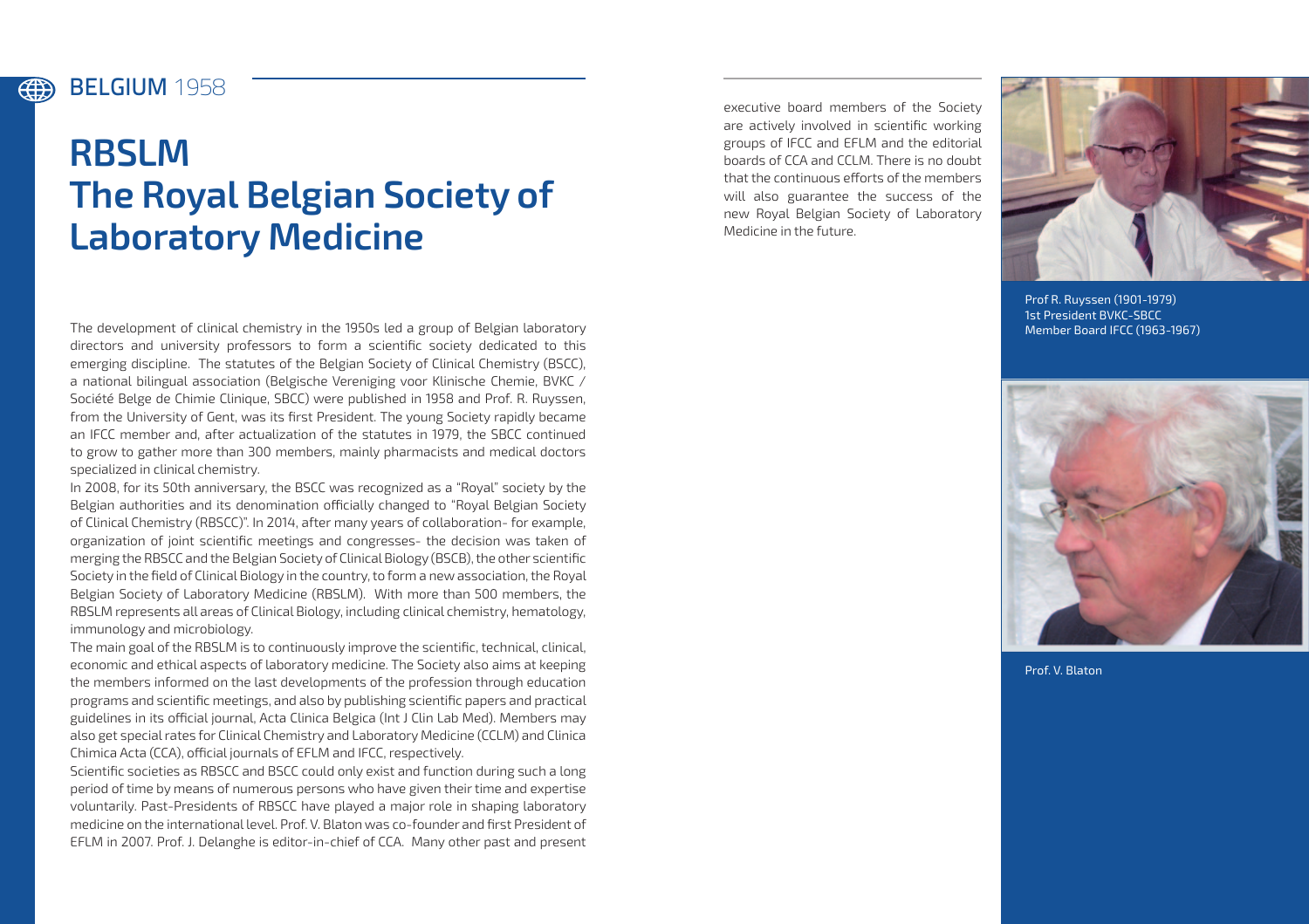BELGIUM 1958

# RBSLM
# The Royal Belgian Society of Laboratory Medicine

The development of clinical chemistry in the 1950s led a group of Belgian laboratory directors and university professors to form a scientific society dedicated to this emerging discipline. The statutes of the Belgian Society of Clinical Chemistry (BSCC), a national bilingual association (Belgische Vereniging voor Klinische Chemie, BVKC / Société Belge de Chimie Clinique, SBCC) were published in 1958 and Prof. R. Ruyssen, from the University of Gent, was its first President. The young Society rapidly became an IFCC member and, after actualization of the statutes in 1979, the SBCC continued to grow to gather more than 300 members, mainly pharmacists and medical doctors specialized in clinical chemistry.

In 2008, for its 50th anniversary, the BSCC was recognized as a "Royal" society by the Belgian authorities and its denomination officially changed to "Royal Belgian Society of Clinical Chemistry (RBSCC)". In 2014, after many years of collaboration- for example, organization of joint scientific meetings and congresses- the decision was taken of merging the RBSCC and the Belgian Society of Clinical Biology (BSCB), the other scientific Society in the field of Clinical Biology in the country, to form a new association, the Royal Belgian Society of Laboratory Medicine (RBSLM). With more than 500 members, the RBSLM represents all areas of Clinical Biology, including clinical chemistry, hematology, immunology and microbiology.

The main goal of the RBSLM is to continuously improve the scientific, technical, clinical, economic and ethical aspects of laboratory medicine. The Society also aims at keeping the members informed on the last developments of the profession through education programs and scientific meetings, and also by publishing scientific papers and practical guidelines in its official journal, Acta Clinica Belgica (Int J Clin Lab Med). Members may also get special rates for Clinical Chemistry and Laboratory Medicine (CCLM) and Clinica Chimica Acta (CCA), official journals of EFLM and IFCC, respectively.

Scientific societies as RBSCC and BSCC could only exist and function during such a long period of time by means of numerous persons who have given their time and expertise voluntarily. Past-Presidents of RBSCC have played a major role in shaping laboratory medicine on the international level. Prof. V. Blaton was co-founder and first President of EFLM in 2007. Prof. J. Delanghe is editor-in-chief of CCA. Many other past and present executive board members of the Society are actively involved in scientific working groups of IFCC and EFLM and the editorial boards of CCA and CCLM. There is no doubt that the continuous efforts of the members will also guarantee the success of the new Royal Belgian Society of Laboratory Medicine in the future.

Prof R. Ruyssen (1901-1979)
1st President BVKC-SBCC
Member Board IFCC (1963-1967)

Prof. V. Blaton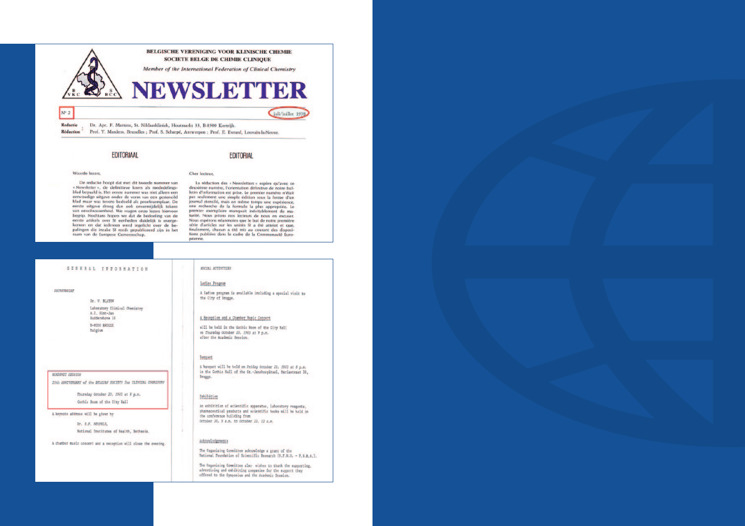BELGISCHE VERENIGING VOOR KLINISCHE CHEMIE

SOCIETE BELGE DE CHIMIE CLINIQUE

*Member of the International Federation of Clinical Chemistry*

# NEWSLETTER

Nº 2 juli/juillet 1978

**Redactie / Rédaction** : Dr. Apr. F. Martens, St. Niklaaskliniek, Houtmarkt 33, B-8500 Kortrijk.
Prof. Y. Mardens, Bruxelles ; Prof. S. Scharpé, Antwerpen ; Prof. E. Evrard, Louvain-la-Neuve.

## EDITORIAAL

Waarde lezers,

De redactie hoopt dat met dit tweede nummer van « Newsletter », de definitieve koers als mededelingsblad bepaald is. Het eerste nummer was niet alleen een eenvoudige uitgave onder de vorm van een gestencild blad maar was tevens bedoeld als proefexemplaar. De eerste uitgave droeg dan ook onvermijdelijk tekens van onvolwassenheid. We vragen onze lezers hiervoor begrip. Nochtans hopen we dat de bedoeling van de eerste artikels over SI eenheden duidelijk is overgekomen en dat iedereen werd ingelicht over de bepalingen die inzake SI reeds gepubliceerd zijn in het raam van de Europese Gemeenschap.

## EDITORIAL

Cher lecteur,

La rédaction des « Newsletters » espère qu'avec ce deuxième numéro, l'orientation définitive de notre bulletin d'information est prise. Le premier numéro n'était pas seulement une simple édition sous la forme d'un journal stencilé, mais en même temps une expérience, une recherche de la formule la plus appropriée. Le premier exemplaire manquait inévitablement de maturité. Nous prions nos lecteurs de nous en excuser. Nous espérons néanmoins que le but de notre première série d'articles sur les unités SI a été atteint et que, finalement, chacun a été mis au courant des dispositions publiées dans le cadre de la Communauté Européenne.

---

## GENERAL INFORMATION

*SECRETARIAT*

Dr. V. BLATON
Laboratory Clinical Chemistry
A.Z. Sint-Jan
Ruddershove 10
B-8000 BRUGGE
Belgium

*ACADEMIC SESSION*

25th ANNIVERSARY of the BELGIAN SOCIETY for CLINICAL CHEMISTRY

Thursday October 20, 1983 at 8 p.m.
Gothic Room of the City Hall

A keynote address will be given by

Dr. E.F. NEUFELD,
National Institutes of Health, Bethesda.

A chamber music concert and a reception will close the evening.

*SOCIAL ACTIVITIES*

**Ladies Program**

A ladies program is available including a special visit to the City of Brugge.

**A Reception and a Chamber Music Concert**

will be held in the Gothic Room of the City Hall on Thursday October 20, 1983 at 9 p.m. after the Academic Session.

**Banquet**

A banquet will be held on Friday October 21, 1983 at 8 p.m. in the Gothic Hall of the St.-Janshospitaal, Mariastraat 38, Brugge.

**Exhibition**

An exhibition of scientific apparatus, laboratory reagents, pharmaceutical products and scientific books will be held in the conference building from October 20, 9 a.m. to October 22, 12 a.m.

**Acknowledgements**

The Organizing Committee acknowledge a grant of the National Foundation of Scientific Research (N.F.W.O. - F.N.R.S.).

The Organizing Committee also wishes to thank the supporting, advertising and exhibiting companies for the support they offered to the Symposium and the Academic Session.